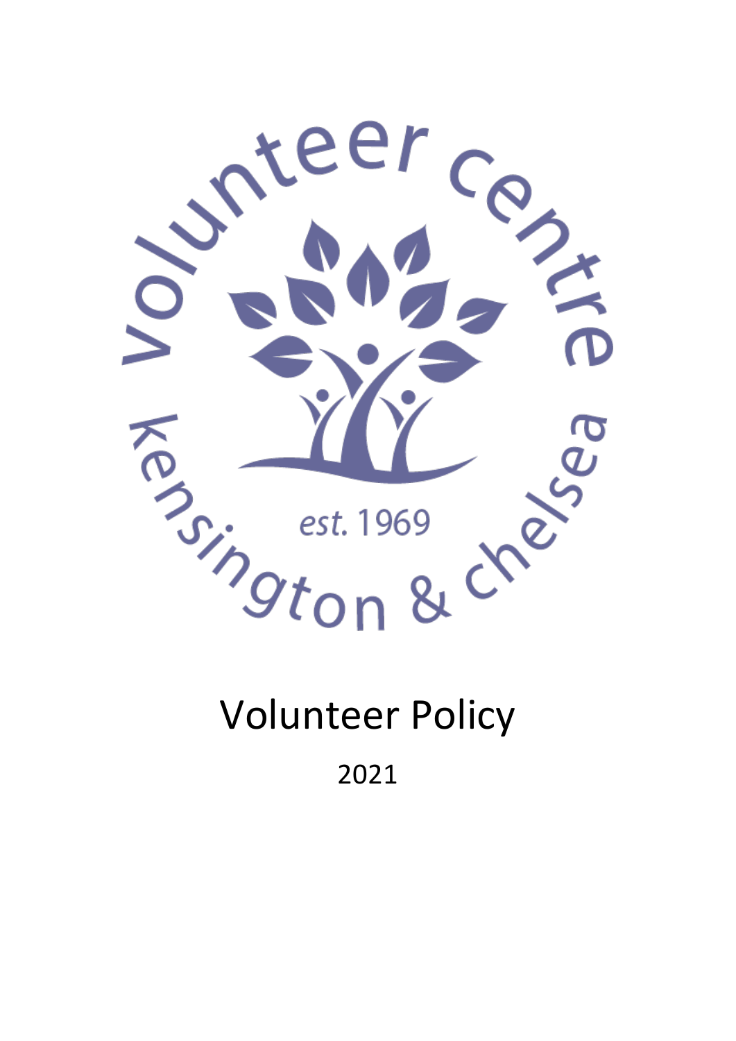# Volunteer Policy

2021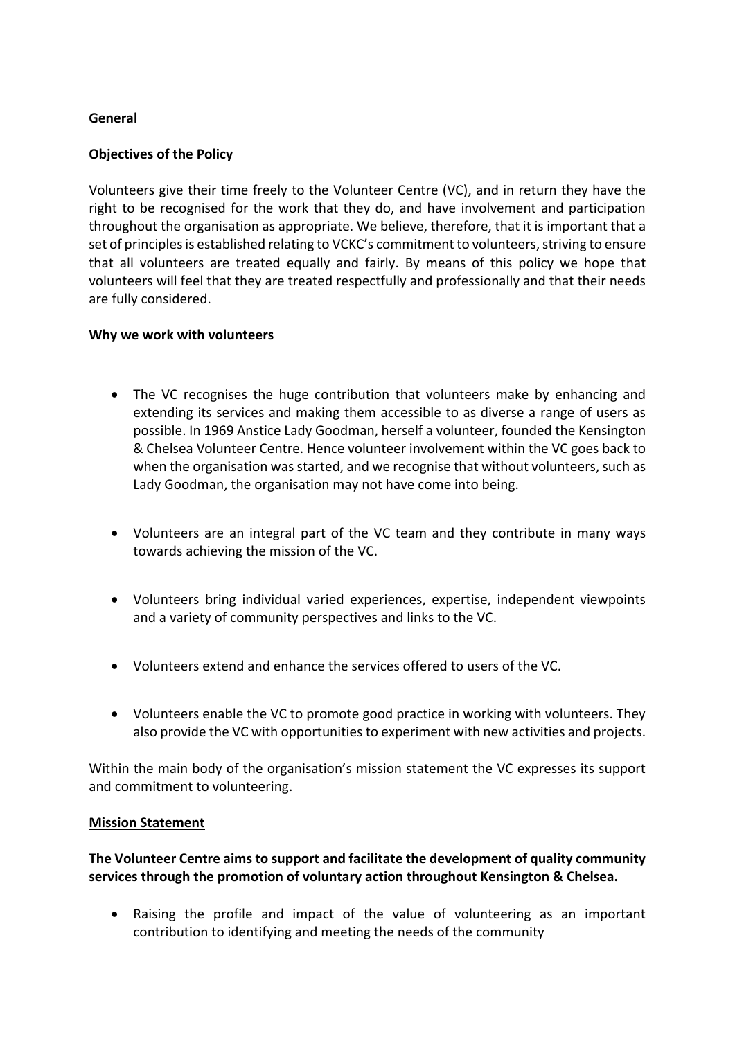**General**

**Objectives of the Policy**

Volunteers give their time freely to the Volunteer Centre (VC), and in return they have the right to be recognised for the work that they do, and have involvement and participation throughout the organisation as appropriate. We believe, therefore, that it is important that a set of principles is established relating to VCKC's commitment to volunteers, striving to ensure that all volunteers are treated equally and fairly. By means of this policy we hope that volunteers will feel that they are treated respectfully and professionally and that their needs are fully considered.

**Why we work with volunteers**

- The VC recognises the huge contribution that volunteers make by enhancing and extending its services and making them accessible to as diverse a range of users as possible. In 1969 Anstice Lady Goodman, herself a volunteer, founded the Kensington & Chelsea Volunteer Centre. Hence volunteer involvement within the VC goes back to when the organisation was started, and we recognise that without volunteers, such as Lady Goodman, the organisation may not have come into being.

- Volunteers are an integral part of the VC team and they contribute in many ways towards achieving the mission of the VC.

- Volunteers bring individual varied experiences, expertise, independent viewpoints and a variety of community perspectives and links to the VC.

- Volunteers extend and enhance the services offered to users of the VC.

- Volunteers enable the VC to promote good practice in working with volunteers. They also provide the VC with opportunities to experiment with new activities and projects.

Within the main body of the organisation's mission statement the VC expresses its support and commitment to volunteering.

**Mission Statement**

**The Volunteer Centre aims to support and facilitate the development of quality community services through the promotion of voluntary action throughout Kensington & Chelsea.**

- Raising the profile and impact of the value of volunteering as an important contribution to identifying and meeting the needs of the community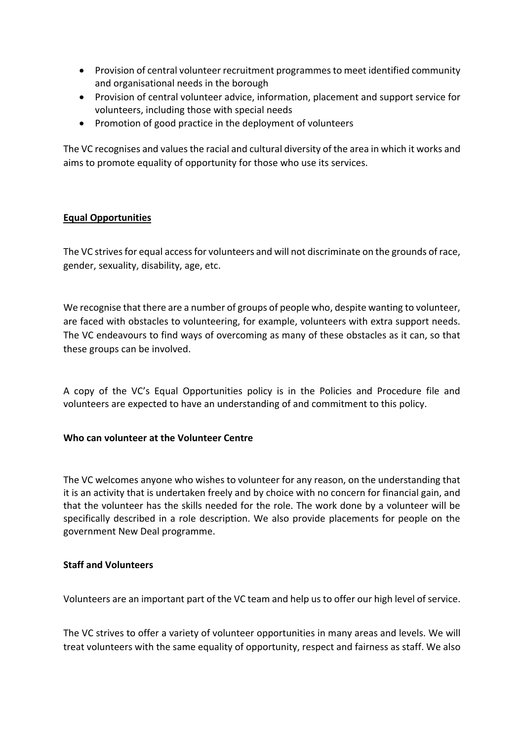- Provision of central volunteer recruitment programmes to meet identified community and organisational needs in the borough
- Provision of central volunteer advice, information, placement and support service for volunteers, including those with special needs
- Promotion of good practice in the deployment of volunteers

The VC recognises and values the racial and cultural diversity of the area in which it works and aims to promote equality of opportunity for those who use its services.

## Equal Opportunities

The VC strives for equal access for volunteers and will not discriminate on the grounds of race, gender, sexuality, disability, age, etc.

We recognise that there are a number of groups of people who, despite wanting to volunteer, are faced with obstacles to volunteering, for example, volunteers with extra support needs. The VC endeavours to find ways of overcoming as many of these obstacles as it can, so that these groups can be involved.

A copy of the VC's Equal Opportunities policy is in the Policies and Procedure file and volunteers are expected to have an understanding of and commitment to this policy.

### Who can volunteer at the Volunteer Centre

The VC welcomes anyone who wishes to volunteer for any reason, on the understanding that it is an activity that is undertaken freely and by choice with no concern for financial gain, and that the volunteer has the skills needed for the role. The work done by a volunteer will be specifically described in a role description. We also provide placements for people on the government New Deal programme.

### Staff and Volunteers

Volunteers are an important part of the VC team and help us to offer our high level of service.

The VC strives to offer a variety of volunteer opportunities in many areas and levels. We will treat volunteers with the same equality of opportunity, respect and fairness as staff. We also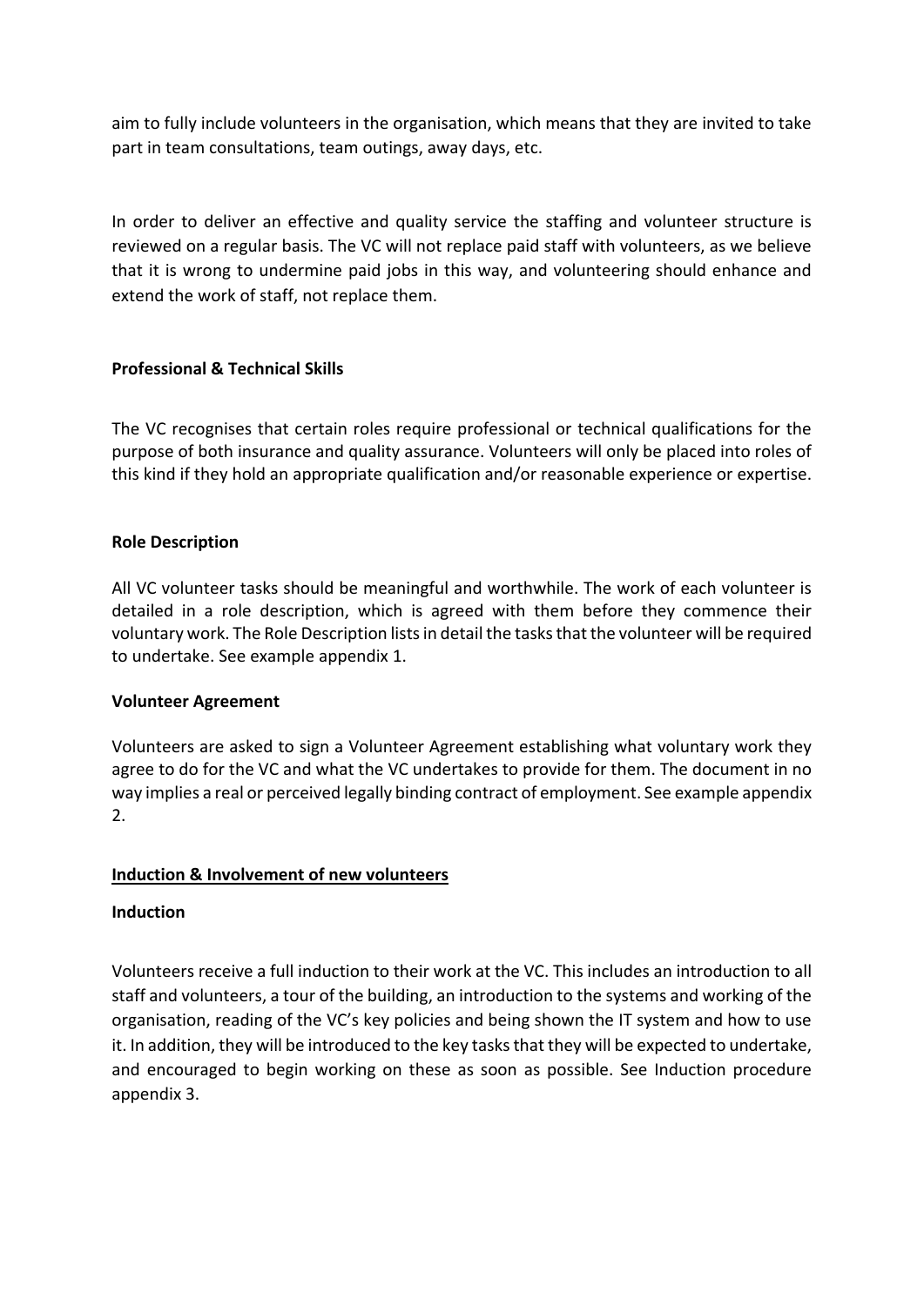aim to fully include volunteers in the organisation, which means that they are invited to take part in team consultations, team outings, away days, etc.

In order to deliver an effective and quality service the staffing and volunteer structure is reviewed on a regular basis. The VC will not replace paid staff with volunteers, as we believe that it is wrong to undermine paid jobs in this way, and volunteering should enhance and extend the work of staff, not replace them.

**Professional & Technical Skills**

The VC recognises that certain roles require professional or technical qualifications for the purpose of both insurance and quality assurance. Volunteers will only be placed into roles of this kind if they hold an appropriate qualification and/or reasonable experience or expertise.

**Role Description**

All VC volunteer tasks should be meaningful and worthwhile. The work of each volunteer is detailed in a role description, which is agreed with them before they commence their voluntary work. The Role Description lists in detail the tasks that the volunteer will be required to undertake. See example appendix 1.

**Volunteer Agreement**

Volunteers are asked to sign a Volunteer Agreement establishing what voluntary work they agree to do for the VC and what the VC undertakes to provide for them. The document in no way implies a real or perceived legally binding contract of employment. See example appendix 2.

**<u>Induction & Involvement of new volunteers</u>**

**Induction**

Volunteers receive a full induction to their work at the VC. This includes an introduction to all staff and volunteers, a tour of the building, an introduction to the systems and working of the organisation, reading of the VC's key policies and being shown the IT system and how to use it. In addition, they will be introduced to the key tasks that they will be expected to undertake, and encouraged to begin working on these as soon as possible. See Induction procedure appendix 3.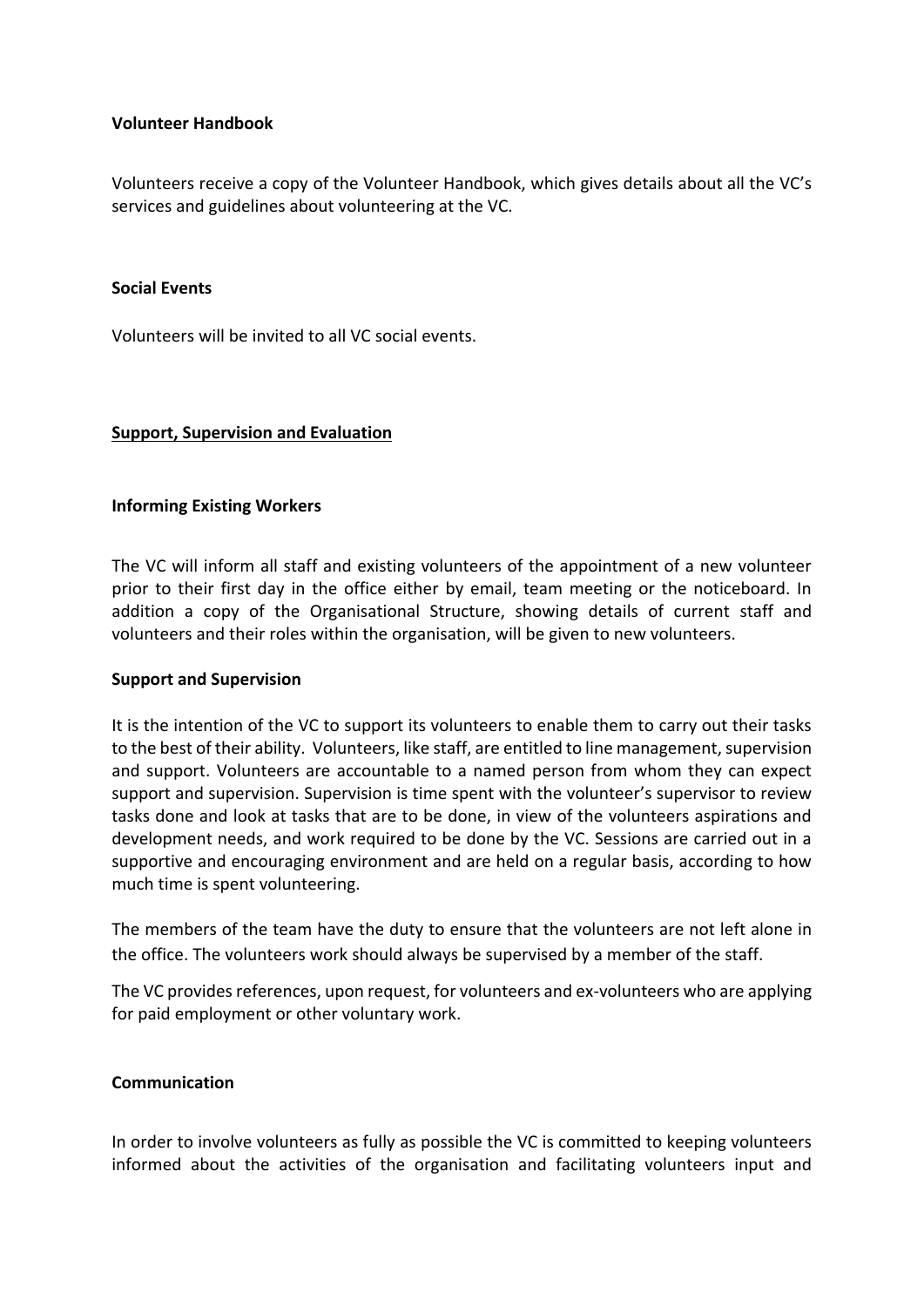**Volunteer Handbook**

Volunteers receive a copy of the Volunteer Handbook, which gives details about all the VC's services and guidelines about volunteering at the VC.

**Social Events**

Volunteers will be invited to all VC social events.

## Support, Supervision and Evaluation

**Informing Existing Workers**

The VC will inform all staff and existing volunteers of the appointment of a new volunteer prior to their first day in the office either by email, team meeting or the noticeboard. In addition a copy of the Organisational Structure, showing details of current staff and volunteers and their roles within the organisation, will be given to new volunteers.

**Support and Supervision**

It is the intention of the VC to support its volunteers to enable them to carry out their tasks to the best of their ability. Volunteers, like staff, are entitled to line management, supervision and support. Volunteers are accountable to a named person from whom they can expect support and supervision. Supervision is time spent with the volunteer's supervisor to review tasks done and look at tasks that are to be done, in view of the volunteers aspirations and development needs, and work required to be done by the VC. Sessions are carried out in a supportive and encouraging environment and are held on a regular basis, according to how much time is spent volunteering.

The members of the team have the duty to ensure that the volunteers are not left alone in the office. The volunteers work should always be supervised by a member of the staff.

The VC provides references, upon request, for volunteers and ex-volunteers who are applying for paid employment or other voluntary work.

**Communication**

In order to involve volunteers as fully as possible the VC is committed to keeping volunteers informed about the activities of the organisation and facilitating volunteers input and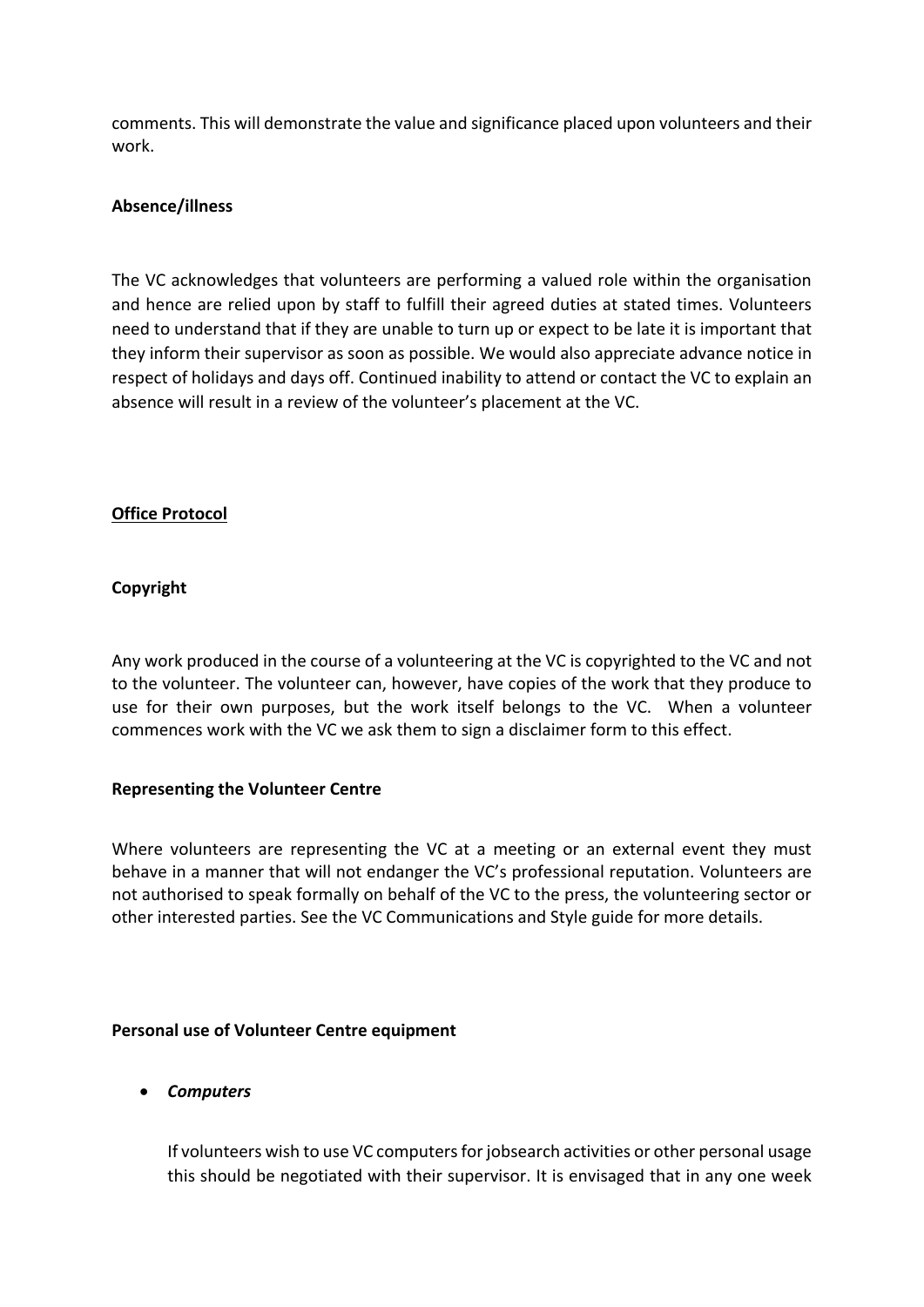comments. This will demonstrate the value and significance placed upon volunteers and their work.

**Absence/illness**

The VC acknowledges that volunteers are performing a valued role within the organisation and hence are relied upon by staff to fulfill their agreed duties at stated times. Volunteers need to understand that if they are unable to turn up or expect to be late it is important that they inform their supervisor as soon as possible. We would also appreciate advance notice in respect of holidays and days off. Continued inability to attend or contact the VC to explain an absence will result in a review of the volunteer's placement at the VC.

## **Office Protocol**

**Copyright**

Any work produced in the course of a volunteering at the VC is copyrighted to the VC and not to the volunteer. The volunteer can, however, have copies of the work that they produce to use for their own purposes, but the work itself belongs to the VC. When a volunteer commences work with the VC we ask them to sign a disclaimer form to this effect.

**Representing the Volunteer Centre**

Where volunteers are representing the VC at a meeting or an external event they must behave in a manner that will not endanger the VC's professional reputation. Volunteers are not authorised to speak formally on behalf of the VC to the press, the volunteering sector or other interested parties. See the VC Communications and Style guide for more details.

**Personal use of Volunteer Centre equipment**

- ***Computers***

  If volunteers wish to use VC computers for jobsearch activities or other personal usage this should be negotiated with their supervisor. It is envisaged that in any one week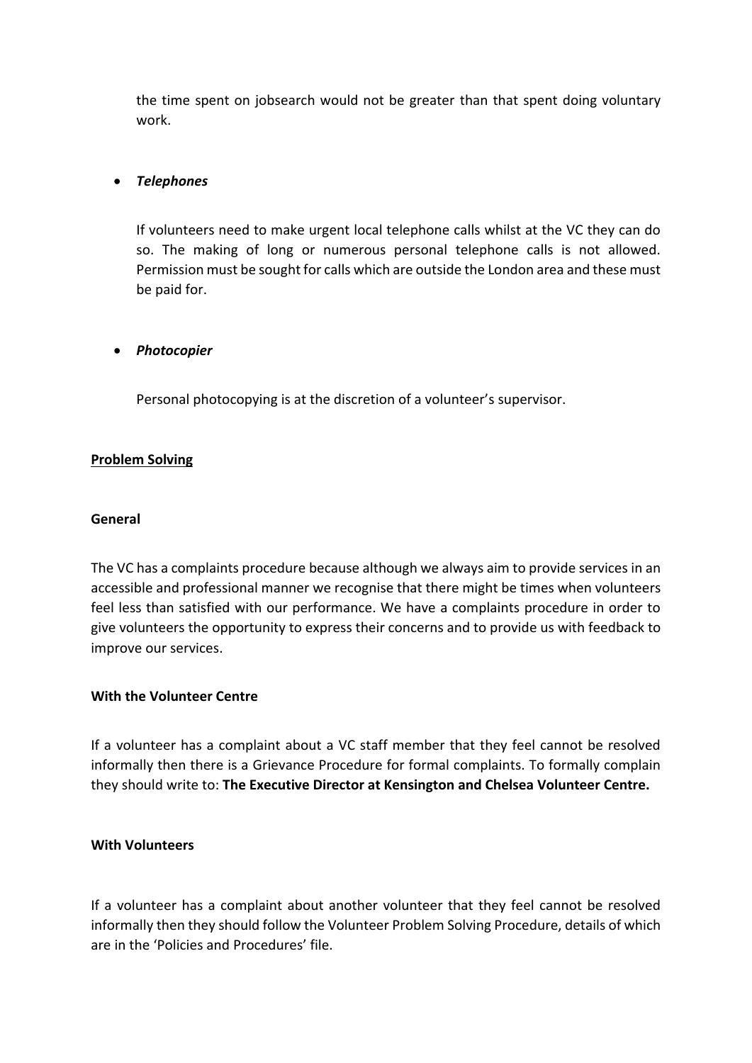the time spent on jobsearch would not be greater than that spent doing voluntary work.

- ***Telephones***

  If volunteers need to make urgent local telephone calls whilst at the VC they can do so. The making of long or numerous personal telephone calls is not allowed. Permission must be sought for calls which are outside the London area and these must be paid for.

- ***Photocopier***

  Personal photocopying is at the discretion of a volunteer's supervisor.

## Problem Solving

### General

The VC has a complaints procedure because although we always aim to provide services in an accessible and professional manner we recognise that there might be times when volunteers feel less than satisfied with our performance. We have a complaints procedure in order to give volunteers the opportunity to express their concerns and to provide us with feedback to improve our services.

### With the Volunteer Centre

If a volunteer has a complaint about a VC staff member that they feel cannot be resolved informally then there is a Grievance Procedure for formal complaints. To formally complain they should write to: **The Executive Director at Kensington and Chelsea Volunteer Centre.**

### With Volunteers

If a volunteer has a complaint about another volunteer that they feel cannot be resolved informally then they should follow the Volunteer Problem Solving Procedure, details of which are in the 'Policies and Procedures' file.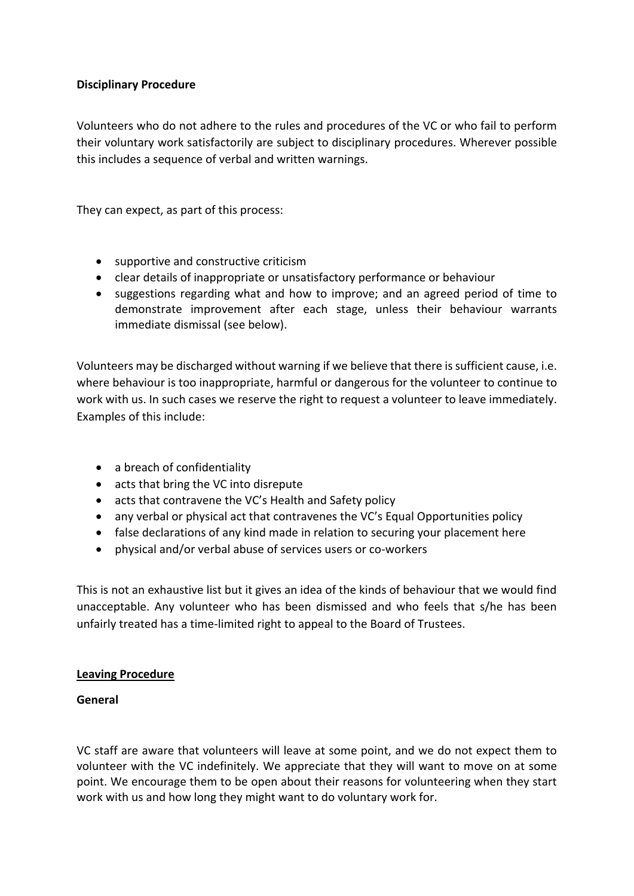**Disciplinary Procedure**

Volunteers who do not adhere to the rules and procedures of the VC or who fail to perform their voluntary work satisfactorily are subject to disciplinary procedures. Wherever possible this includes a sequence of verbal and written warnings.

They can expect, as part of this process:

- supportive and constructive criticism
- clear details of inappropriate or unsatisfactory performance or behaviour
- suggestions regarding what and how to improve; and an agreed period of time to demonstrate improvement after each stage, unless their behaviour warrants immediate dismissal (see below).

Volunteers may be discharged without warning if we believe that there is sufficient cause, i.e. where behaviour is too inappropriate, harmful or dangerous for the volunteer to continue to work with us. In such cases we reserve the right to request a volunteer to leave immediately. Examples of this include:

- a breach of confidentiality
- acts that bring the VC into disrepute
- acts that contravene the VC's Health and Safety policy
- any verbal or physical act that contravenes the VC's Equal Opportunities policy
- false declarations of any kind made in relation to securing your placement here
- physical and/or verbal abuse of services users or co-workers

This is not an exhaustive list but it gives an idea of the kinds of behaviour that we would find unacceptable. Any volunteer who has been dismissed and who feels that s/he has been unfairly treated has a time-limited right to appeal to the Board of Trustees.

## Leaving Procedure

**General**

VC staff are aware that volunteers will leave at some point, and we do not expect them to volunteer with the VC indefinitely. We appreciate that they will want to move on at some point. We encourage them to be open about their reasons for volunteering when they start work with us and how long they might want to do voluntary work for.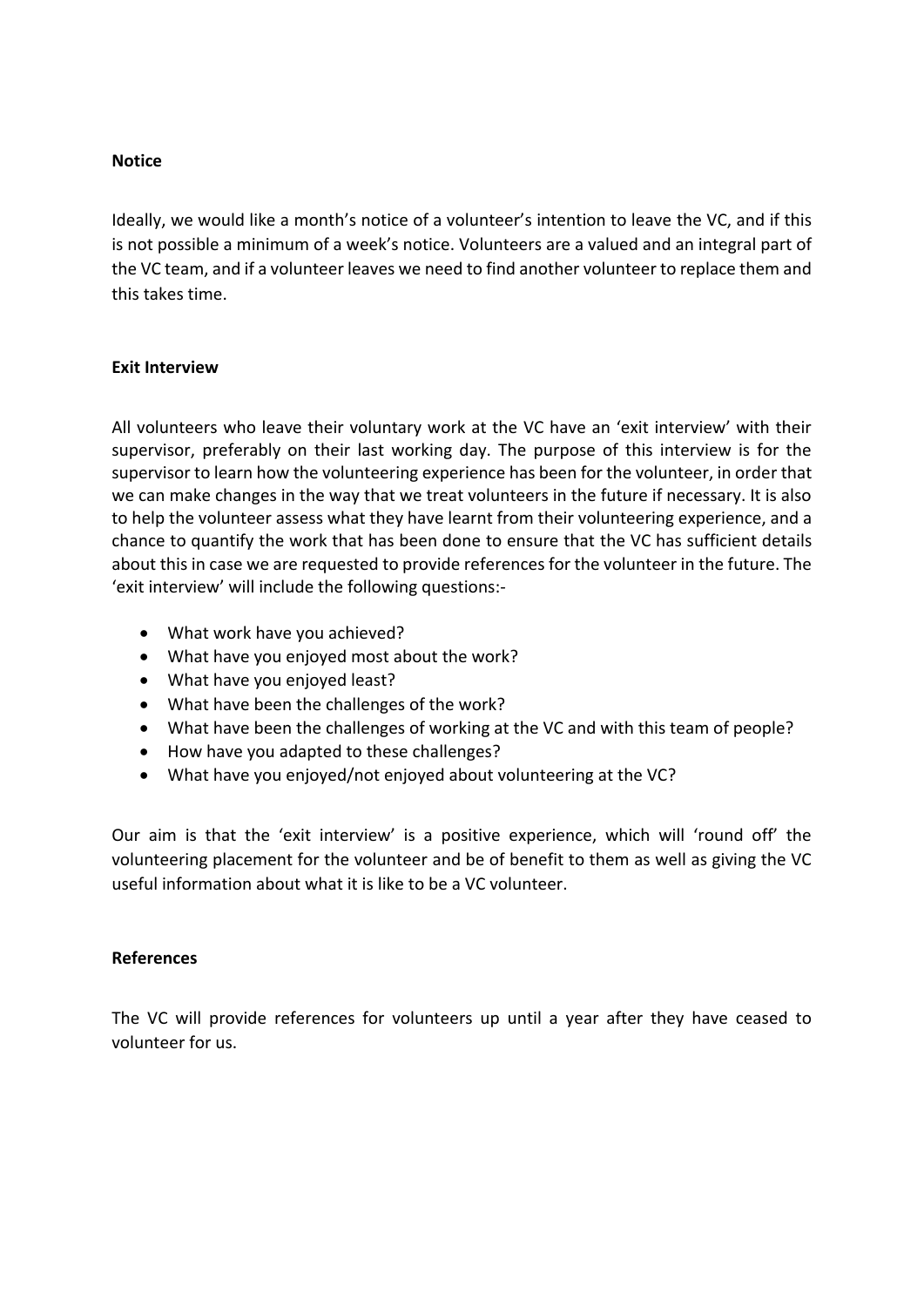**Notice**

Ideally, we would like a month's notice of a volunteer's intention to leave the VC, and if this is not possible a minimum of a week's notice. Volunteers are a valued and an integral part of the VC team, and if a volunteer leaves we need to find another volunteer to replace them and this takes time.

**Exit Interview**

All volunteers who leave their voluntary work at the VC have an 'exit interview' with their supervisor, preferably on their last working day. The purpose of this interview is for the supervisor to learn how the volunteering experience has been for the volunteer, in order that we can make changes in the way that we treat volunteers in the future if necessary. It is also to help the volunteer assess what they have learnt from their volunteering experience, and a chance to quantify the work that has been done to ensure that the VC has sufficient details about this in case we are requested to provide references for the volunteer in the future. The 'exit interview' will include the following questions:-

- What work have you achieved?
- What have you enjoyed most about the work?
- What have you enjoyed least?
- What have been the challenges of the work?
- What have been the challenges of working at the VC and with this team of people?
- How have you adapted to these challenges?
- What have you enjoyed/not enjoyed about volunteering at the VC?

Our aim is that the 'exit interview' is a positive experience, which will 'round off' the volunteering placement for the volunteer and be of benefit to them as well as giving the VC useful information about what it is like to be a VC volunteer.

**References**

The VC will provide references for volunteers up until a year after they have ceased to volunteer for us.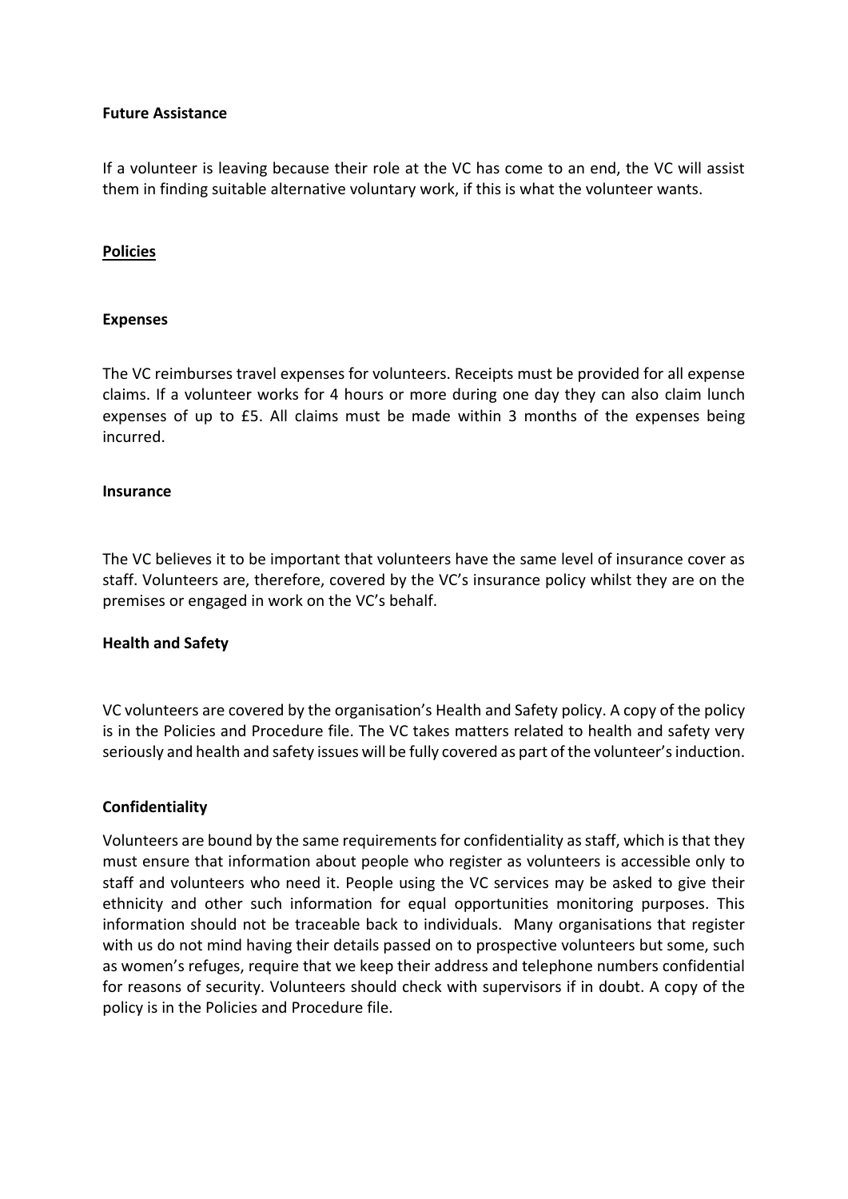**Future Assistance**

If a volunteer is leaving because their role at the VC has come to an end, the VC will assist them in finding suitable alternative voluntary work, if this is what the volunteer wants.

## Policies

**Expenses**

The VC reimburses travel expenses for volunteers. Receipts must be provided for all expense claims. If a volunteer works for 4 hours or more during one day they can also claim lunch expenses of up to £5. All claims must be made within 3 months of the expenses being incurred.

**Insurance**

The VC believes it to be important that volunteers have the same level of insurance cover as staff. Volunteers are, therefore, covered by the VC's insurance policy whilst they are on the premises or engaged in work on the VC's behalf.

**Health and Safety**

VC volunteers are covered by the organisation's Health and Safety policy. A copy of the policy is in the Policies and Procedure file. The VC takes matters related to health and safety very seriously and health and safety issues will be fully covered as part of the volunteer's induction.

**Confidentiality**

Volunteers are bound by the same requirements for confidentiality as staff, which is that they must ensure that information about people who register as volunteers is accessible only to staff and volunteers who need it. People using the VC services may be asked to give their ethnicity and other such information for equal opportunities monitoring purposes. This information should not be traceable back to individuals. Many organisations that register with us do not mind having their details passed on to prospective volunteers but some, such as women's refuges, require that we keep their address and telephone numbers confidential for reasons of security. Volunteers should check with supervisors if in doubt. A copy of the policy is in the Policies and Procedure file.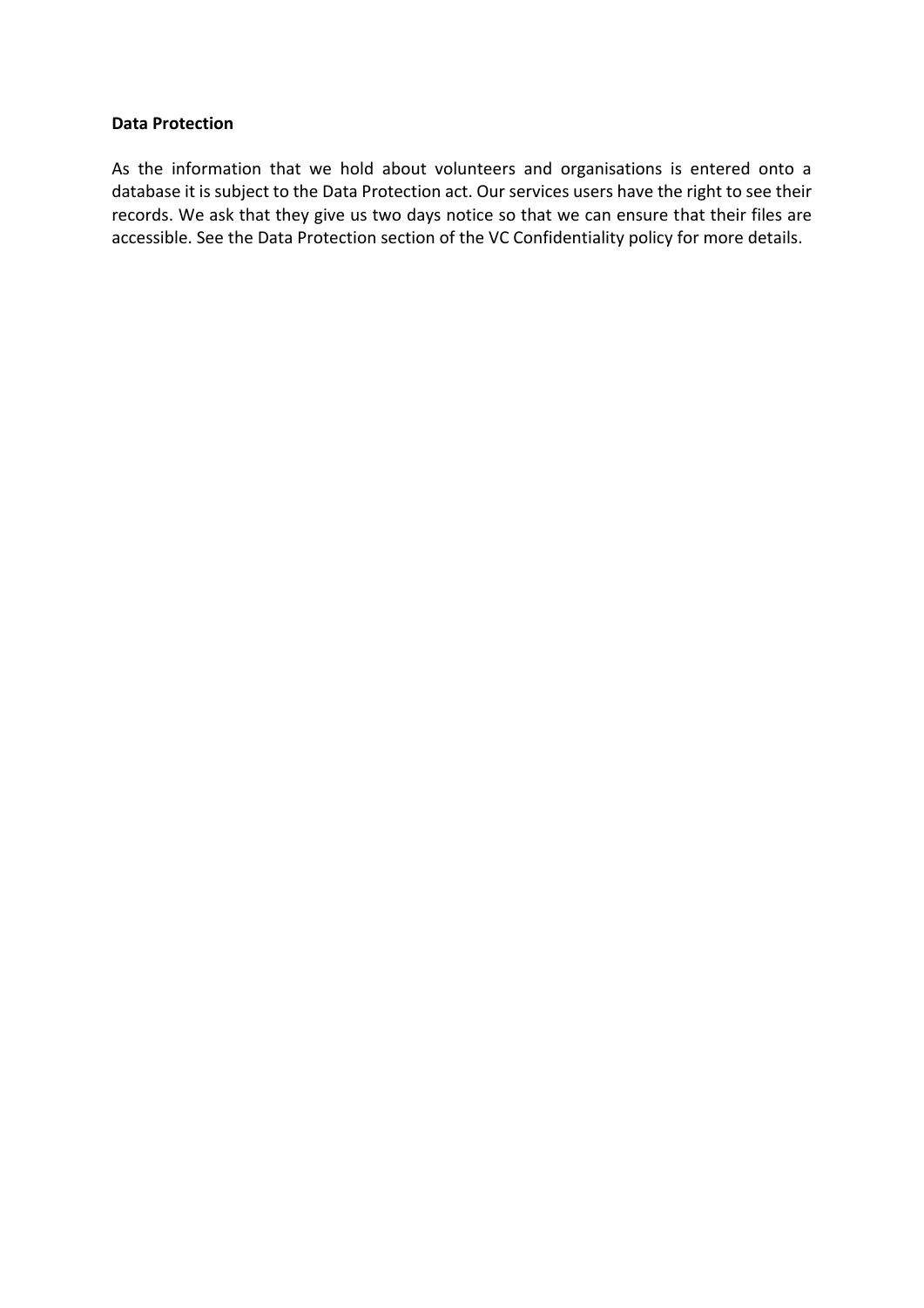**Data Protection**

As the information that we hold about volunteers and organisations is entered onto a database it is subject to the Data Protection act. Our services users have the right to see their records. We ask that they give us two days notice so that we can ensure that their files are accessible. See the Data Protection section of the VC Confidentiality policy for more details.